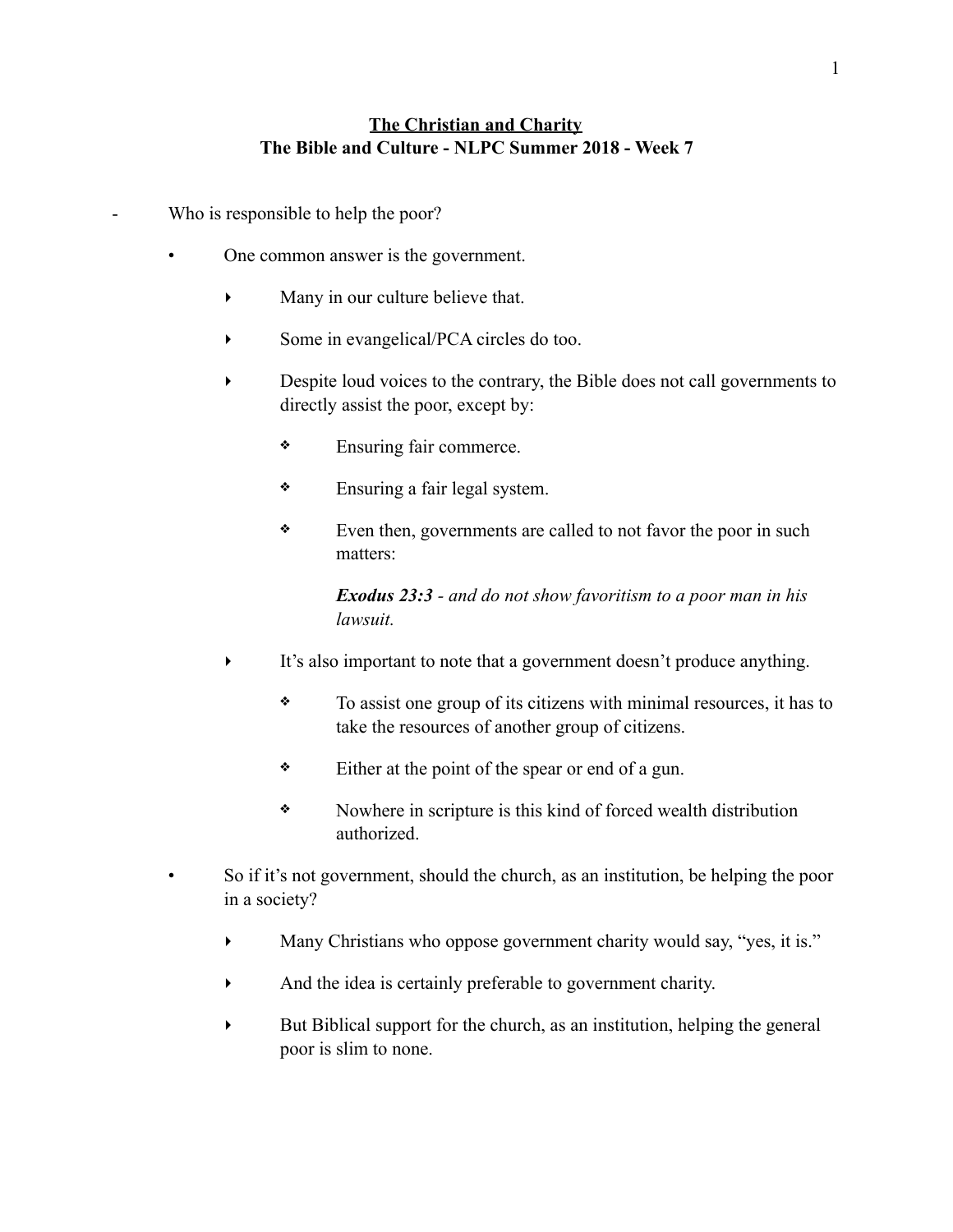**<u>The Christian and Charity</u>**

**The Bible and Culture - NLPC Summer 2018 - Week 7**

- Who is responsible to help the poor?
  - One common answer is the government.
    - Many in our culture believe that.
    - Some in evangelical/PCA circles do too.
    - Despite loud voices to the contrary, the Bible does not call governments to directly assist the poor, except by:
      - Ensuring fair commerce.
      - Ensuring a fair legal system.
      - Even then, governments are called to not favor the poor in such matters:

        ***Exodus 23:3*** *- and do not show favoritism to a poor man in his lawsuit.*
    - It's also important to note that a government doesn't produce anything.
      - To assist one group of its citizens with minimal resources, it has to take the resources of another group of citizens.
      - Either at the point of the spear or end of a gun.
      - Nowhere in scripture is this kind of forced wealth distribution authorized.
  - So if it's not government, should the church, as an institution, be helping the poor in a society?
    - Many Christians who oppose government charity would say, "yes, it is."
    - And the idea is certainly preferable to government charity.
    - But Biblical support for the church, as an institution, helping the general poor is slim to none.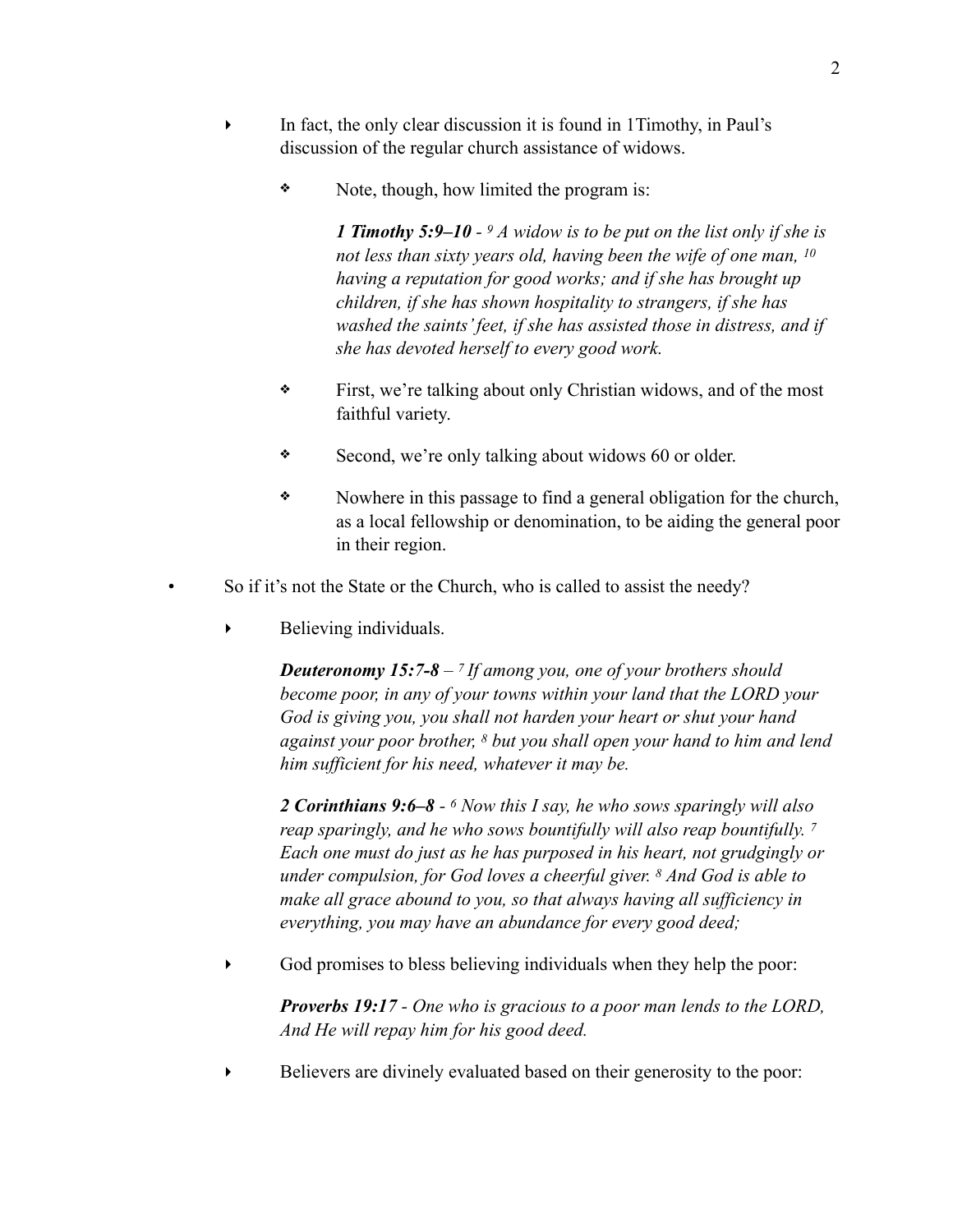- In fact, the only clear discussion it is found in 1Timothy, in Paul's discussion of the regular church assistance of widows.

  - Note, though, how limited the program is:

    ***1 Timothy 5:9–10*** *- [9] A widow is to be put on the list only if she is not less than sixty years old, having been the wife of one man, [10] having a reputation for good works; and if she has brought up children, if she has shown hospitality to strangers, if she has washed the saints' feet, if she has assisted those in distress, and if she has devoted herself to every good work.*

  - First, we're talking about only Christian widows, and of the most faithful variety.

  - Second, we're only talking about widows 60 or older.

  - Nowhere in this passage to find a general obligation for the church, as a local fellowship or denomination, to be aiding the general poor in their region.

- So if it's not the State or the Church, who is called to assist the needy?

  - Believing individuals.

    ***Deuteronomy 15:7-8*** *– [7] If among you, one of your brothers should become poor, in any of your towns within your land that the LORD your God is giving you, you shall not harden your heart or shut your hand against your poor brother, [8] but you shall open your hand to him and lend him sufficient for his need, whatever it may be.*

    ***2 Corinthians 9:6–8*** *- [6] Now this I say, he who sows sparingly will also reap sparingly, and he who sows bountifully will also reap bountifully. [7] Each one must do just as he has purposed in his heart, not grudgingly or under compulsion, for God loves a cheerful giver. [8] And God is able to make all grace abound to you, so that always having all sufficiency in everything, you may have an abundance for every good deed;*

  - God promises to bless believing individuals when they help the poor:

    ***Proverbs 19:17*** *- One who is gracious to a poor man lends to the LORD, And He will repay him for his good deed.*

  - Believers are divinely evaluated based on their generosity to the poor: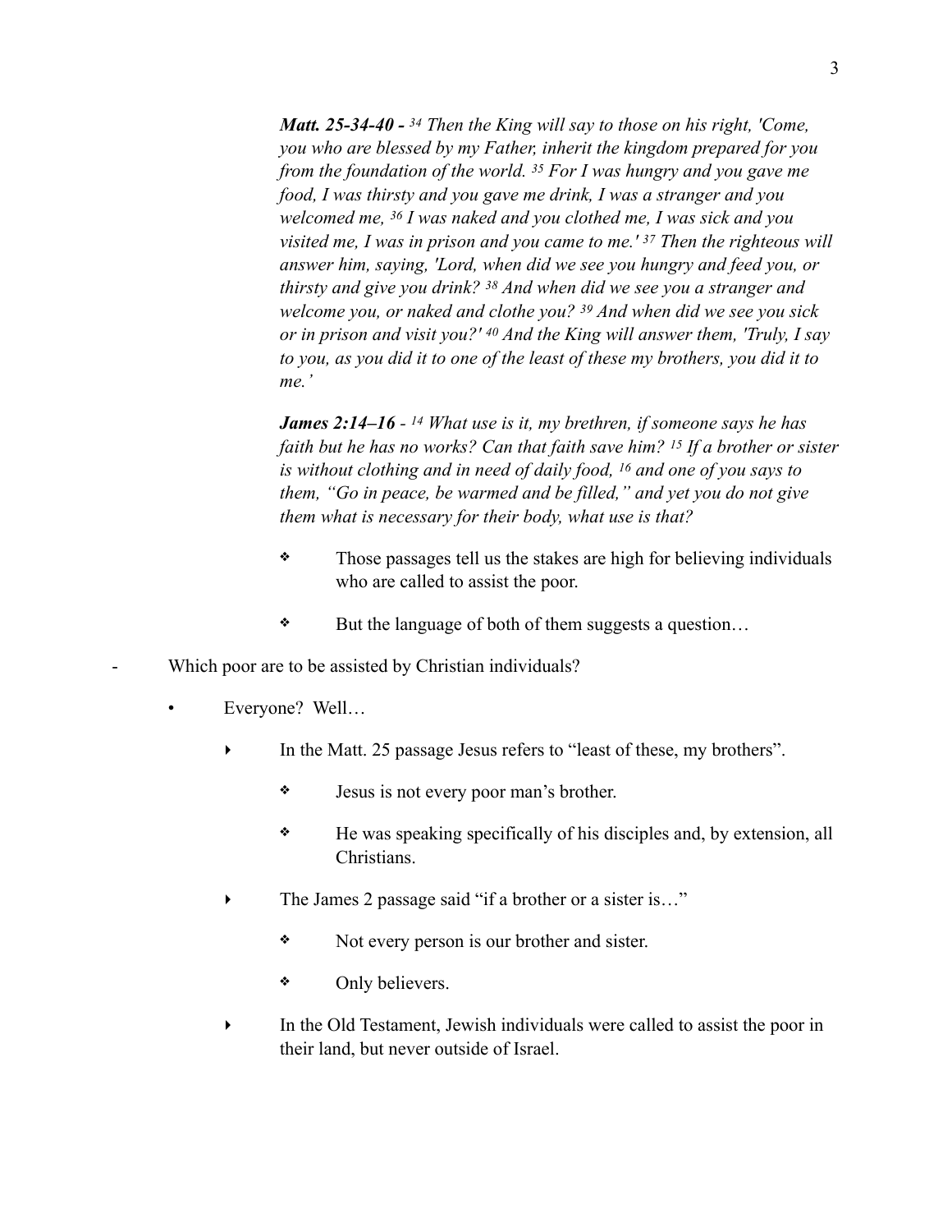***Matt. 25-34-40 -*** *[34] Then the King will say to those on his right, 'Come, you who are blessed by my Father, inherit the kingdom prepared for you from the foundation of the world. [35] For I was hungry and you gave me food, I was thirsty and you gave me drink, I was a stranger and you welcomed me, [36] I was naked and you clothed me, I was sick and you visited me, I was in prison and you came to me.' [37] Then the righteous will answer him, saying, 'Lord, when did we see you hungry and feed you, or thirsty and give you drink? [38] And when did we see you a stranger and welcome you, or naked and clothe you? [39] And when did we see you sick or in prison and visit you?' [40] And the King will answer them, 'Truly, I say to you, as you did it to one of the least of these my brothers, you did it to me.'*

***James 2:14–16*** *- [14] What use is it, my brethren, if someone says he has faith but he has no works? Can that faith save him? [15] If a brother or sister is without clothing and in need of daily food, [16] and one of you says to them, "Go in peace, be warmed and be filled," and yet you do not give them what is necessary for their body, what use is that?*

- ❖ Those passages tell us the stakes are high for believing individuals who are called to assist the poor.
- ❖ But the language of both of them suggests a question…

- Which poor are to be assisted by Christian individuals?
  - Everyone? Well…
    - In the Matt. 25 passage Jesus refers to "least of these, my brothers".
      - ❖ Jesus is not every poor man's brother.
      - ❖ He was speaking specifically of his disciples and, by extension, all Christians.
    - The James 2 passage said "if a brother or a sister is…"
      - ❖ Not every person is our brother and sister.
      - ❖ Only believers.
    - In the Old Testament, Jewish individuals were called to assist the poor in their land, but never outside of Israel.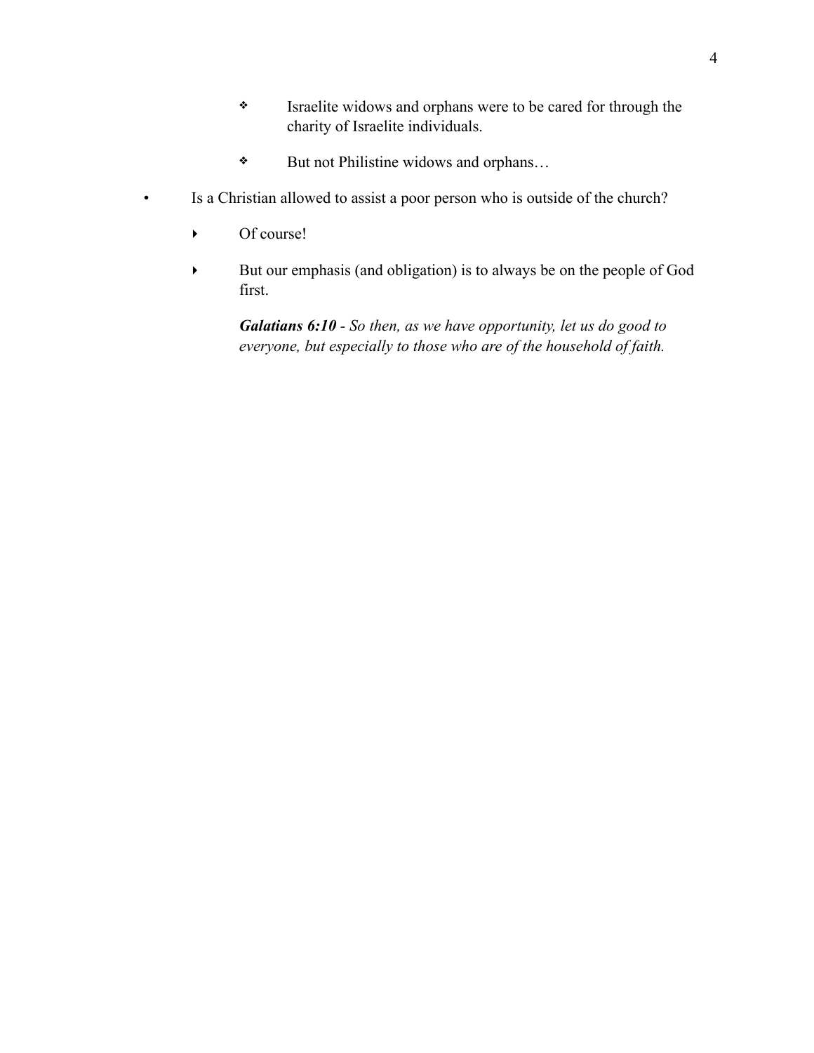- Israelite widows and orphans were to be cared for through the charity of Israelite individuals.

    - But not Philistine widows and orphans…

- Is a Christian allowed to assist a poor person who is outside of the church?

  - Of course!

  - But our emphasis (and obligation) is to always be on the people of God first.

    ***Galatians 6:10*** *- So then, as we have opportunity, let us do good to everyone, but especially to those who are of the household of faith.*